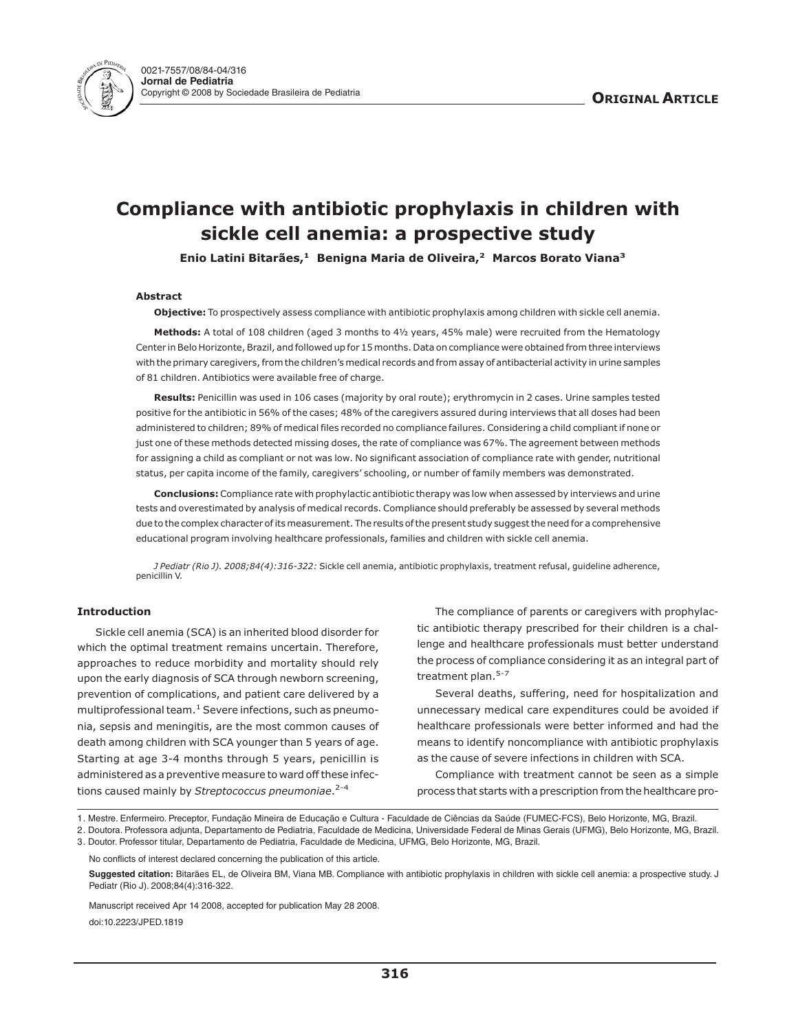0021-7557/08/84-04/316
**Jornal de Pediatria**
Copyright © 2008 by Sociedade Brasileira de Pediatria

**ORIGINAL ARTICLE**

# Compliance with antibiotic prophylaxis in children with sickle cell anemia: a prospective study

**Enio Latini Bitarães,[1] Benigna Maria de Oliveira,[2] Marcos Borato Viana[3]**

### Abstract

**Objective:** To prospectively assess compliance with antibiotic prophylaxis among children with sickle cell anemia.

**Methods:** A total of 108 children (aged 3 months to 4½ years, 45% male) were recruited from the Hematology Center in Belo Horizonte, Brazil, and followed up for 15 months. Data on compliance were obtained from three interviews with the primary caregivers, from the children's medical records and from assay of antibacterial activity in urine samples of 81 children. Antibiotics were available free of charge.

**Results:** Penicillin was used in 106 cases (majority by oral route); erythromycin in 2 cases. Urine samples tested positive for the antibiotic in 56% of the cases; 48% of the caregivers assured during interviews that all doses had been administered to children; 89% of medical files recorded no compliance failures. Considering a child compliant if none or just one of these methods detected missing doses, the rate of compliance was 67%. The agreement between methods for assigning a child as compliant or not was low. No significant association of compliance rate with gender, nutritional status, per capita income of the family, caregivers' schooling, or number of family members was demonstrated.

**Conclusions:** Compliance rate with prophylactic antibiotic therapy was low when assessed by interviews and urine tests and overestimated by analysis of medical records. Compliance should preferably be assessed by several methods due to the complex character of its measurement. The results of the present study suggest the need for a comprehensive educational program involving healthcare professionals, families and children with sickle cell anemia.

*J Pediatr (Rio J). 2008;84(4):316-322:* Sickle cell anemia, antibiotic prophylaxis, treatment refusal, guideline adherence, penicillin V.

### Introduction

Sickle cell anemia (SCA) is an inherited blood disorder for which the optimal treatment remains uncertain. Therefore, approaches to reduce morbidity and mortality should rely upon the early diagnosis of SCA through newborn screening, prevention of complications, and patient care delivered by a multiprofessional team.[1] Severe infections, such as pneumonia, sepsis and meningitis, are the most common causes of death among children with SCA younger than 5 years of age. Starting at age 3-4 months through 5 years, penicillin is administered as a preventive measure to ward off these infections caused mainly by *Streptococcus pneumoniae*.[2-4]

The compliance of parents or caregivers with prophylactic antibiotic therapy prescribed for their children is a challenge and healthcare professionals must better understand the process of compliance considering it as an integral part of treatment plan.[5-7]

Several deaths, suffering, need for hospitalization and unnecessary medical care expenditures could be avoided if healthcare professionals were better informed and had the means to identify noncompliance with antibiotic prophylaxis as the cause of severe infections in children with SCA.

Compliance with treatment cannot be seen as a simple process that starts with a prescription from the healthcare pro-

1. Mestre. Enfermeiro. Preceptor, Fundação Mineira de Educação e Cultura - Faculdade de Ciências da Saúde (FUMEC-FCS), Belo Horizonte, MG, Brazil.
2. Doutora. Professora adjunta, Departamento de Pediatria, Faculdade de Medicina, Universidade Federal de Minas Gerais (UFMG), Belo Horizonte, MG, Brazil.
3. Doutor. Professor titular, Departamento de Pediatria, Faculdade de Medicina, UFMG, Belo Horizonte, MG, Brazil.

No conflicts of interest declared concerning the publication of this article.

**Suggested citation:** Bitarães EL, de Oliveira BM, Viana MB. Compliance with antibiotic prophylaxis in children with sickle cell anemia: a prospective study. J Pediatr (Rio J). 2008;84(4):316-322.

Manuscript received Apr 14 2008, accepted for publication May 28 2008.

doi:10.2223/JPED.1819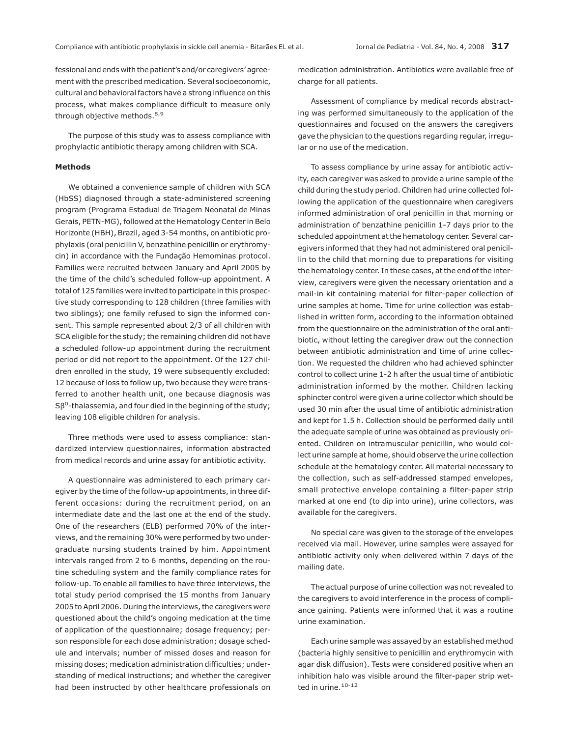fessional and ends with the patient's and/or caregivers' agreement with the prescribed medication. Several socioeconomic, cultural and behavioral factors have a strong influence on this process, what makes compliance difficult to measure only through objective methods.[8,9]

The purpose of this study was to assess compliance with prophylactic antibiotic therapy among children with SCA.

## Methods

We obtained a convenience sample of children with SCA (HbSS) diagnosed through a state-administered screening program (Programa Estadual de Triagem Neonatal de Minas Gerais, PETN-MG), followed at the Hematology Center in Belo Horizonte (HBH), Brazil, aged 3-54 months, on antibiotic prophylaxis (oral penicillin V, benzathine penicillin or erythromycin) in accordance with the Fundação Hemominas protocol. Families were recruited between January and April 2005 by the time of the child's scheduled follow-up appointment. A total of 125 families were invited to participate in this prospective study corresponding to 128 children (three families with two siblings); one family refused to sign the informed consent. This sample represented about 2/3 of all children with SCA eligible for the study; the remaining children did not have a scheduled follow-up appointment during the recruitment period or did not report to the appointment. Of the 127 children enrolled in the study, 19 were subsequently excluded: 12 because of loss to follow up, two because they were transferred to another health unit, one because diagnosis was $S\beta^0$-thalassemia, and four died in the beginning of the study; leaving 108 eligible children for analysis.

Three methods were used to assess compliance: standardized interview questionnaires, information abstracted from medical records and urine assay for antibiotic activity.

A questionnaire was administered to each primary caregiver by the time of the follow-up appointments, in three different occasions: during the recruitment period, on an intermediate date and the last one at the end of the study. One of the researchers (ELB) performed 70% of the interviews, and the remaining 30% were performed by two undergraduate nursing students trained by him. Appointment intervals ranged from 2 to 6 months, depending on the routine scheduling system and the family compliance rates for follow-up. To enable all families to have three interviews, the total study period comprised the 15 months from January 2005 to April 2006. During the interviews, the caregivers were questioned about the child's ongoing medication at the time of application of the questionnaire; dosage frequency; person responsible for each dose administration; dosage schedule and intervals; number of missed doses and reason for missing doses; medication administration difficulties; understanding of medical instructions; and whether the caregiver had been instructed by other healthcare professionals on medication administration. Antibiotics were available free of charge for all patients.

Assessment of compliance by medical records abstracting was performed simultaneously to the application of the questionnaires and focused on the answers the caregivers gave the physician to the questions regarding regular, irregular or no use of the medication.

To assess compliance by urine assay for antibiotic activity, each caregiver was asked to provide a urine sample of the child during the study period. Children had urine collected following the application of the questionnaire when caregivers informed administration of oral penicillin in that morning or administration of benzathine penicillin 1-7 days prior to the scheduled appointment at the hematology center. Several caregivers informed that they had not administered oral penicillin to the child that morning due to preparations for visiting the hematology center. In these cases, at the end of the interview, caregivers were given the necessary orientation and a mail-in kit containing material for filter-paper collection of urine samples at home. Time for urine collection was established in written form, according to the information obtained from the questionnaire on the administration of the oral antibiotic, without letting the caregiver draw out the connection between antibiotic administration and time of urine collection. We requested the children who had achieved sphincter control to collect urine 1-2 h after the usual time of antibiotic administration informed by the mother. Children lacking sphincter control were given a urine collector which should be used 30 min after the usual time of antibiotic administration and kept for 1.5 h. Collection should be performed daily until the adequate sample of urine was obtained as previously oriented. Children on intramuscular penicillin, who would collect urine sample at home, should observe the urine collection schedule at the hematology center. All material necessary to the collection, such as self-addressed stamped envelopes, small protective envelope containing a filter-paper strip marked at one end (to dip into urine), urine collectors, was available for the caregivers.

No special care was given to the storage of the envelopes received via mail. However, urine samples were assayed for antibiotic activity only when delivered within 7 days of the mailing date.

The actual purpose of urine collection was not revealed to the caregivers to avoid interference in the process of compliance gaining. Patients were informed that it was a routine urine examination.

Each urine sample was assayed by an established method (bacteria highly sensitive to penicillin and erythromycin with agar disk diffusion). Tests were considered positive when an inhibition halo was visible around the filter-paper strip wetted in urine.[10-12]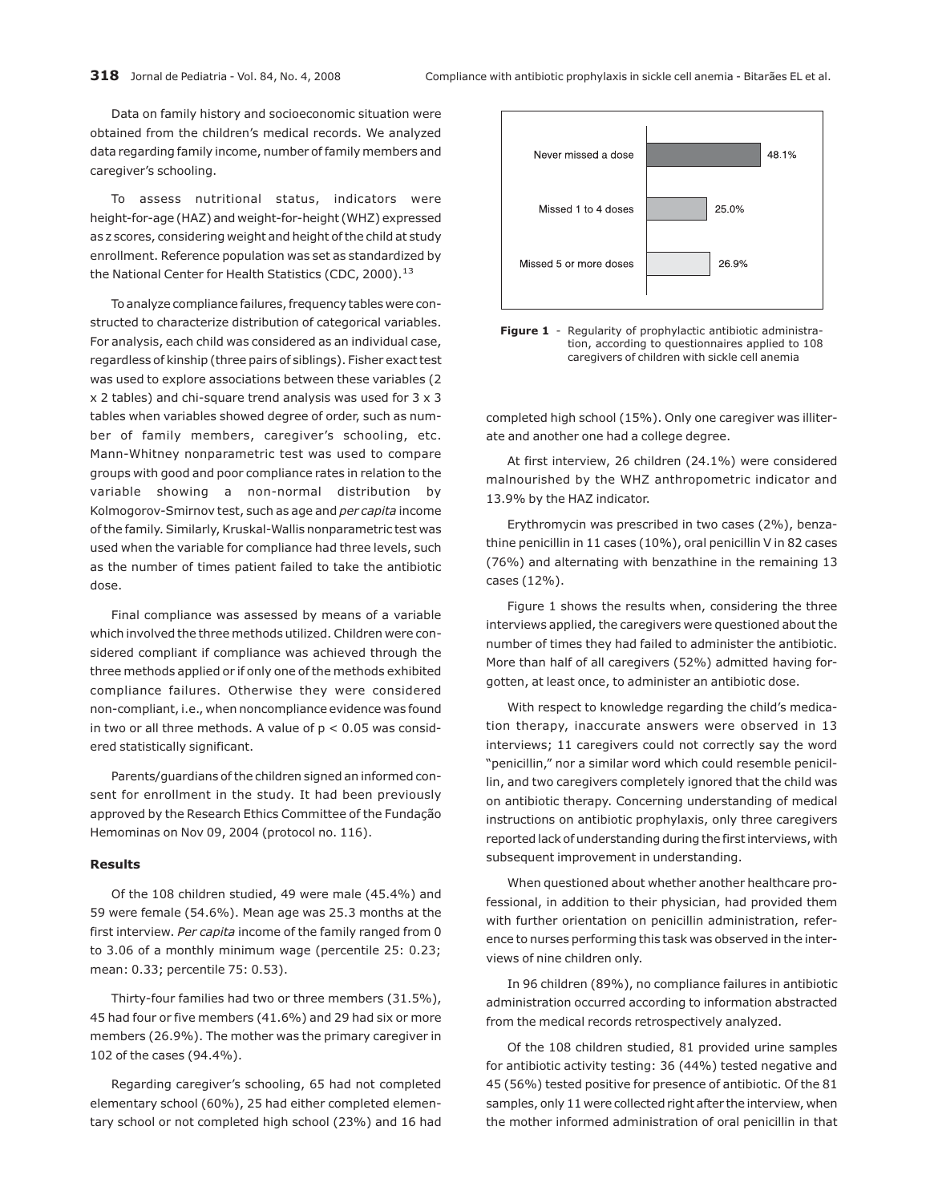Data on family history and socioeconomic situation were obtained from the children's medical records. We analyzed data regarding family income, number of family members and caregiver's schooling.

To assess nutritional status, indicators were height-for-age (HAZ) and weight-for-height (WHZ) expressed as *z* scores, considering weight and height of the child at study enrollment. Reference population was set as standardized by the National Center for Health Statistics (CDC, 2000).[13]

To analyze compliance failures, frequency tables were constructed to characterize distribution of categorical variables. For analysis, each child was considered as an individual case, regardless of kinship (three pairs of siblings). Fisher exact test was used to explore associations between these variables (2 x 2 tables) and chi-square trend analysis was used for 3 x 3 tables when variables showed degree of order, such as number of family members, caregiver's schooling, etc. Mann-Whitney nonparametric test was used to compare groups with good and poor compliance rates in relation to the variable showing a non-normal distribution by Kolmogorov-Smirnov test, such as age and *per capita* income of the family. Similarly, Kruskal-Wallis nonparametric test was used when the variable for compliance had three levels, such as the number of times patient failed to take the antibiotic dose.

Final compliance was assessed by means of a variable which involved the three methods utilized. Children were considered compliant if compliance was achieved through the three methods applied or if only one of the methods exhibited compliance failures. Otherwise they were considered non-compliant, i.e., when noncompliance evidence was found in two or all three methods. A value of $p < 0.05$ was considered statistically significant.

Parents/guardians of the children signed an informed consent for enrollment in the study. It had been previously approved by the Research Ethics Committee of the Fundação Hemominas on Nov 09, 2004 (protocol no. 116).

### Results

Of the 108 children studied, 49 were male (45.4%) and 59 were female (54.6%). Mean age was 25.3 months at the first interview. *Per capita* income of the family ranged from 0 to 3.06 of a monthly minimum wage (percentile 25: 0.23; mean: 0.33; percentile 75: 0.53).

Thirty-four families had two or three members (31.5%), 45 had four or five members (41.6%) and 29 had six or more members (26.9%). The mother was the primary caregiver in 102 of the cases (94.4%).

Regarding caregiver's schooling, 65 had not completed elementary school (60%), 25 had either completed elementary school or not completed high school (23%) and 16 had completed high school (15%). Only one caregiver was illiterate and another one had a college degree.

| Regularity | % |
|---|---|
| Never missed a dose | 48.1% |
| Missed 1 to 4 doses | 25.0% |
| Missed 5 or more doses | 26.9% |

**Figure 1** - Regularity of prophylactic antibiotic administration, according to questionnaires applied to 108 caregivers of children with sickle cell anemia

At first interview, 26 children (24.1%) were considered malnourished by the WHZ anthropometric indicator and 13.9% by the HAZ indicator.

Erythromycin was prescribed in two cases (2%), benzathine penicillin in 11 cases (10%), oral penicillin V in 82 cases (76%) and alternating with benzathine in the remaining 13 cases (12%).

Figure 1 shows the results when, considering the three interviews applied, the caregivers were questioned about the number of times they had failed to administer the antibiotic. More than half of all caregivers (52%) admitted having forgotten, at least once, to administer an antibiotic dose.

With respect to knowledge regarding the child's medication therapy, inaccurate answers were observed in 13 interviews; 11 caregivers could not correctly say the word "penicillin," nor a similar word which could resemble penicillin, and two caregivers completely ignored that the child was on antibiotic therapy. Concerning understanding of medical instructions on antibiotic prophylaxis, only three caregivers reported lack of understanding during the first interviews, with subsequent improvement in understanding.

When questioned about whether another healthcare professional, in addition to their physician, had provided them with further orientation on penicillin administration, reference to nurses performing this task was observed in the interviews of nine children only.

In 96 children (89%), no compliance failures in antibiotic administration occurred according to information abstracted from the medical records retrospectively analyzed.

Of the 108 children studied, 81 provided urine samples for antibiotic activity testing: 36 (44%) tested negative and 45 (56%) tested positive for presence of antibiotic. Of the 81 samples, only 11 were collected right after the interview, when the mother informed administration of oral penicillin in that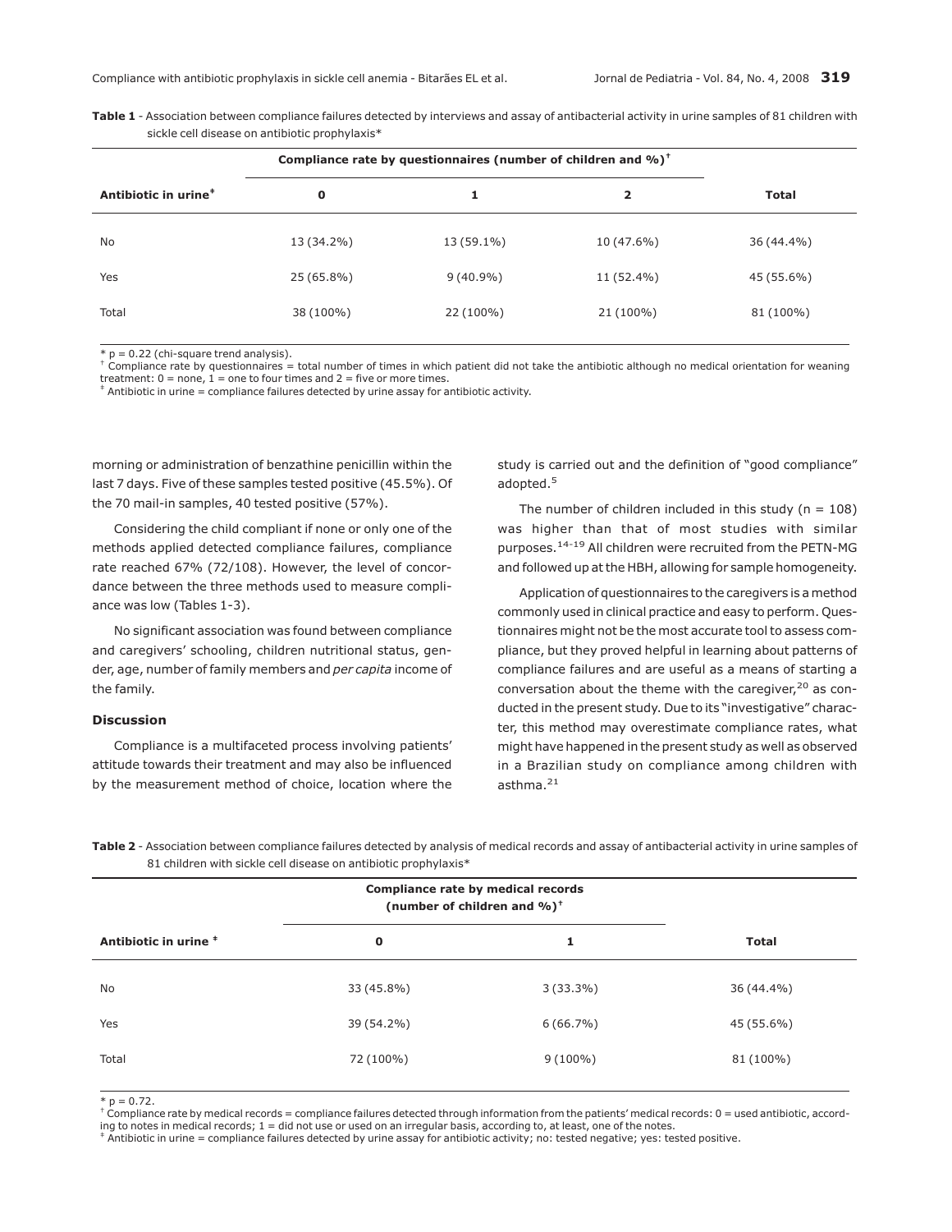**Table 1** - Association between compliance failures detected by interviews and assay of antibacterial activity in urine samples of 81 children with sickle cell disease on antibiotic prophylaxis*

| Antibiotic in urine‡ | Compliance rate by questionnaires (number of children and %)† | | | Total |
|---|---|---|---|---|
| | 0 | 1 | 2 | |
| No | 13 (34.2%) | 13 (59.1%) | 10 (47.6%) | 36 (44.4%) |
| Yes | 25 (65.8%) | 9 (40.9%) | 11 (52.4%) | 45 (55.6%) |
| Total | 38 (100%) | 22 (100%) | 21 (100%) | 81 (100%) |

* $p = 0.22$ (chi-square trend analysis).
† Compliance rate by questionnaires = total number of times in which patient did not take the antibiotic although no medical orientation for weaning treatment: 0 = none, 1 = one to four times and 2 = five or more times.
‡ Antibiotic in urine = compliance failures detected by urine assay for antibiotic activity.

morning or administration of benzathine penicillin within the last 7 days. Five of these samples tested positive (45.5%). Of the 70 mail-in samples, 40 tested positive (57%).

Considering the child compliant if none or only one of the methods applied detected compliance failures, compliance rate reached 67% (72/108). However, the level of concordance between the three methods used to measure compliance was low (Tables 1-3).

No significant association was found between compliance and caregivers' schooling, children nutritional status, gender, age, number of family members and *per capita* income of the family.

### Discussion

Compliance is a multifaceted process involving patients' attitude towards their treatment and may also be influenced by the measurement method of choice, location where the study is carried out and the definition of "good compliance" adopted.[5]

The number of children included in this study (n = 108) was higher than that of most studies with similar purposes.[14-19] All children were recruited from the PETN-MG and followed up at the HBH, allowing for sample homogeneity.

Application of questionnaires to the caregivers is a method commonly used in clinical practice and easy to perform. Questionnaires might not be the most accurate tool to assess compliance, but they proved helpful in learning about patterns of compliance failures and are useful as a means of starting a conversation about the theme with the caregiver,[20] as conducted in the present study. Due to its "investigative" character, this method may overestimate compliance rates, what might have happened in the present study as well as observed in a Brazilian study on compliance among children with asthma.[21]

**Table 2** - Association between compliance failures detected by analysis of medical records and assay of antibacterial activity in urine samples of 81 children with sickle cell disease on antibiotic prophylaxis*

| Antibiotic in urine ‡ | Compliance rate by medical records (number of children and %)† | | Total |
|---|---|---|---|
| | 0 | 1 | |
| No | 33 (45.8%) | 3 (33.3%) | 36 (44.4%) |
| Yes | 39 (54.2%) | 6 (66.7%) | 45 (55.6%) |
| Total | 72 (100%) | 9 (100%) | 81 (100%) |

* $p = 0.72$.
† Compliance rate by medical records = compliance failures detected through information from the patients' medical records: 0 = used antibiotic, according to notes in medical records; 1 = did not use or used on an irregular basis, according to, at least, one of the notes.
‡ Antibiotic in urine = compliance failures detected by urine assay for antibiotic activity; no: tested negative; yes: tested positive.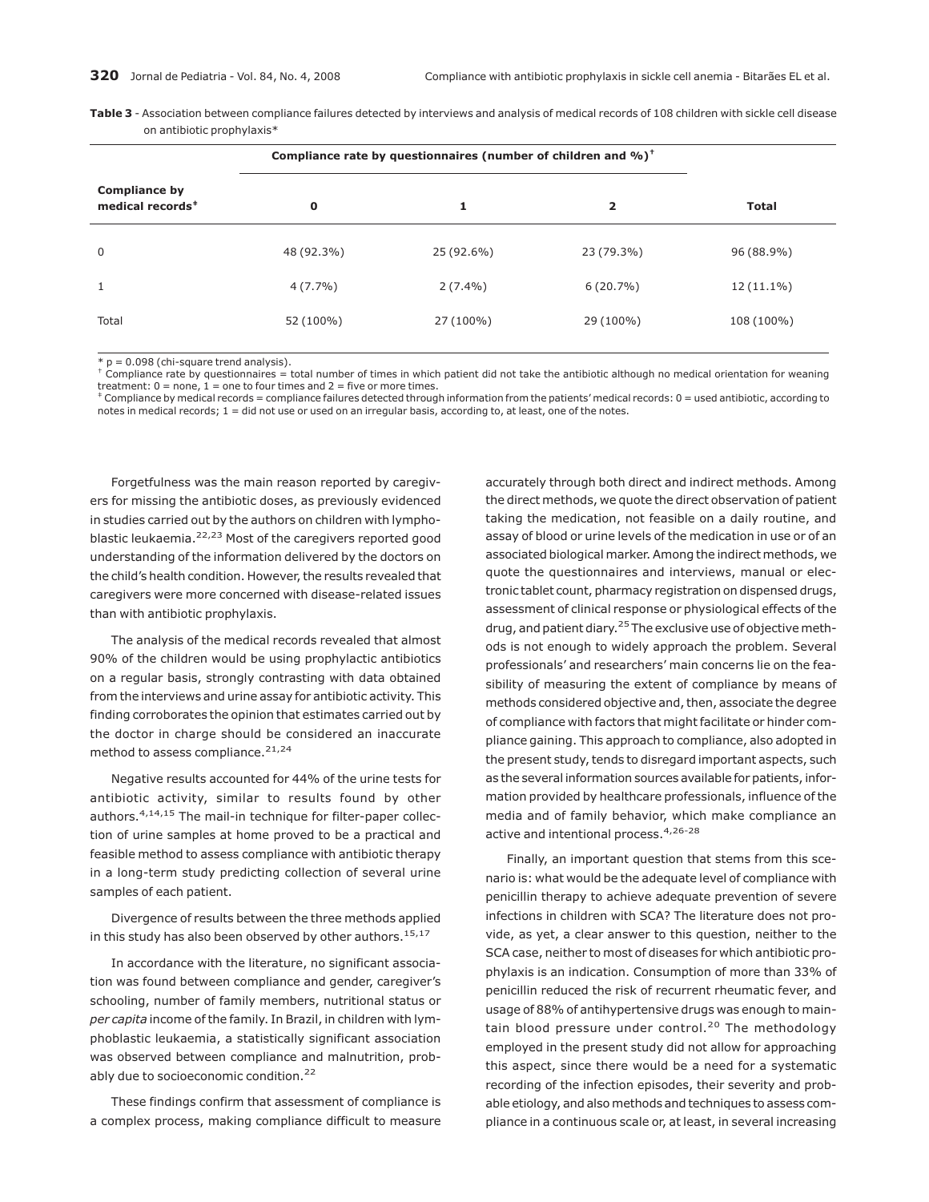**Table 3** - Association between compliance failures detected by interviews and analysis of medical records of 108 children with sickle cell disease on antibiotic prophylaxis*

| Compliance by medical records‡ | Compliance rate by questionnaires (number of children and %)† | | | Total |
|---|---|---|---|---|
| | 0 | 1 | 2 | |
| 0 | 48 (92.3%) | 25 (92.6%) | 23 (79.3%) | 96 (88.9%) |
| 1 | 4 (7.7%) | 2 (7.4%) | 6 (20.7%) | 12 (11.1%) |
| Total | 52 (100%) | 27 (100%) | 29 (100%) | 108 (100%) |

\* p = 0.098 (chi-square trend analysis).
† Compliance rate by questionnaires = total number of times in which patient did not take the antibiotic although no medical orientation for weaning treatment: 0 = none, 1 = one to four times and 2 = five or more times.
‡ Compliance by medical records = compliance failures detected through information from the patients' medical records: 0 = used antibiotic, according to notes in medical records; 1 = did not use or used on an irregular basis, according to, at least, one of the notes.

Forgetfulness was the main reason reported by caregivers for missing the antibiotic doses, as previously evidenced in studies carried out by the authors on children with lymphoblastic leukaemia.[22,23] Most of the caregivers reported good understanding of the information delivered by the doctors on the child's health condition. However, the results revealed that caregivers were more concerned with disease-related issues than with antibiotic prophylaxis.

The analysis of the medical records revealed that almost 90% of the children would be using prophylactic antibiotics on a regular basis, strongly contrasting with data obtained from the interviews and urine assay for antibiotic activity. This finding corroborates the opinion that estimates carried out by the doctor in charge should be considered an inaccurate method to assess compliance.[21,24]

Negative results accounted for 44% of the urine tests for antibiotic activity, similar to results found by other authors.[4,14,15] The mail-in technique for filter-paper collection of urine samples at home proved to be a practical and feasible method to assess compliance with antibiotic therapy in a long-term study predicting collection of several urine samples of each patient.

Divergence of results between the three methods applied in this study has also been observed by other authors.[15,17]

In accordance with the literature, no significant association was found between compliance and gender, caregiver's schooling, number of family members, nutritional status or *per capita* income of the family. In Brazil, in children with lymphoblastic leukaemia, a statistically significant association was observed between compliance and malnutrition, probably due to socioeconomic condition.[22]

These findings confirm that assessment of compliance is a complex process, making compliance difficult to measure accurately through both direct and indirect methods. Among the direct methods, we quote the direct observation of patient taking the medication, not feasible on a daily routine, and assay of blood or urine levels of the medication in use or of an associated biological marker. Among the indirect methods, we quote the questionnaires and interviews, manual or electronic tablet count, pharmacy registration on dispensed drugs, assessment of clinical response or physiological effects of the drug, and patient diary.[25] The exclusive use of objective methods is not enough to widely approach the problem. Several professionals' and researchers' main concerns lie on the feasibility of measuring the extent of compliance by means of methods considered objective and, then, associate the degree of compliance with factors that might facilitate or hinder compliance gaining. This approach to compliance, also adopted in the present study, tends to disregard important aspects, such as the several information sources available for patients, information provided by healthcare professionals, influence of the media and of family behavior, which make compliance an active and intentional process.[4,26-28]

Finally, an important question that stems from this scenario is: what would be the adequate level of compliance with penicillin therapy to achieve adequate prevention of severe infections in children with SCA? The literature does not provide, as yet, a clear answer to this question, neither to the SCA case, neither to most of diseases for which antibiotic prophylaxis is an indication. Consumption of more than 33% of penicillin reduced the risk of recurrent rheumatic fever, and usage of 88% of antihypertensive drugs was enough to maintain blood pressure under control.[20] The methodology employed in the present study did not allow for approaching this aspect, since there would be a need for a systematic recording of the infection episodes, their severity and probable etiology, and also methods and techniques to assess compliance in a continuous scale or, at least, in several increasing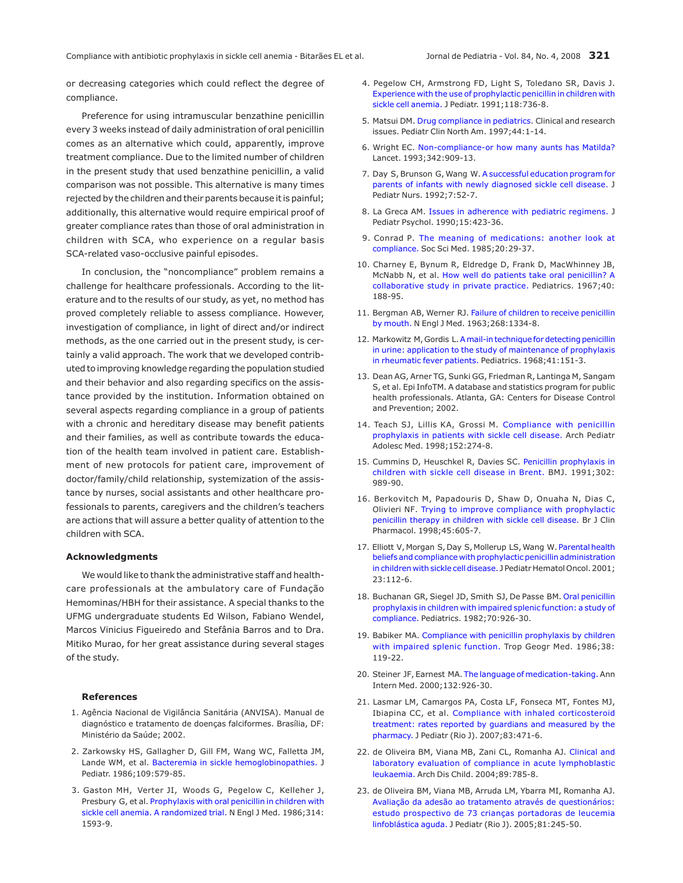or decreasing categories which could reflect the degree of compliance.

Preference for using intramuscular benzathine penicillin every 3 weeks instead of daily administration of oral penicillin comes as an alternative which could, apparently, improve treatment compliance. Due to the limited number of children in the present study that used benzathine penicillin, a valid comparison was not possible. This alternative is many times rejected by the children and their parents because it is painful; additionally, this alternative would require empirical proof of greater compliance rates than those of oral administration in children with SCA, who experience on a regular basis SCA-related vaso-occlusive painful episodes.

In conclusion, the "noncompliance" problem remains a challenge for healthcare professionals. According to the literature and to the results of our study, as yet, no method has proved completely reliable to assess compliance. However, investigation of compliance, in light of direct and/or indirect methods, as the one carried out in the present study, is certainly a valid approach. The work that we developed contributed to improving knowledge regarding the population studied and their behavior and also regarding specifics on the assistance provided by the institution. Information obtained on several aspects regarding compliance in a group of patients with a chronic and hereditary disease may benefit patients and their families, as well as contribute towards the education of the health team involved in patient care. Establishment of new protocols for patient care, improvement of doctor/family/child relationship, systemization of the assistance by nurses, social assistants and other healthcare professionals to parents, caregivers and the children's teachers are actions that will assure a better quality of attention to the children with SCA.

### Acknowledgments

We would like to thank the administrative staff and healthcare professionals at the ambulatory care of Fundação Hemominas/HBH for their assistance. A special thanks to the UFMG undergraduate students Ed Wilson, Fabiano Wendel, Marcos Vinicius Figueiredo and Stefânia Barros and to Dra. Mitiko Murao, for her great assistance during several stages of the study.

### References

1. Agência Nacional de Vigilância Sanitária (ANVISA). Manual de diagnóstico e tratamento de doenças falciformes. Brasília, DF: Ministério da Saúde; 2002.
2. Zarkowsky HS, Gallagher D, Gill FM, Wang WC, Falletta JM, Lande WM, et al. Bacteremia in sickle hemoglobinopathies. J Pediatr. 1986;109:579-85.
3. Gaston MH, Verter JI, Woods G, Pegelow C, Kelleher J, Presbury G, et al. Prophylaxis with oral penicillin in children with sickle cell anemia. A randomized trial. N Engl J Med. 1986;314:1593-9.
4. Pegelow CH, Armstrong FD, Light S, Toledano SR, Davis J. Experience with the use of prophylactic penicillin in children with sickle cell anemia. J Pediatr. 1991;118:736-8.
5. Matsui DM. Drug compliance in pediatrics. Clinical and research issues. Pediatr Clin North Am. 1997;44:1-14.
6. Wright EC. Non-compliance-or how many aunts has Matilda? Lancet. 1993;342:909-13.
7. Day S, Brunson G, Wang W. A successful education program for parents of infants with newly diagnosed sickle cell disease. J Pediatr Nurs. 1992;7:52-7.
8. La Greca AM. Issues in adherence with pediatric regimens. J Pediatr Psychol. 1990;15:423-36.
9. Conrad P. The meaning of medications: another look at compliance. Soc Sci Med. 1985;20:29-37.
10. Charney E, Bynum R, Eldredge D, Frank D, MacWhinney JB, McNabb N, et al. How well do patients take oral penicillin? A collaborative study in private practice. Pediatrics. 1967;40:188-95.
11. Bergman AB, Werner RJ. Failure of children to receive penicillin by mouth. N Engl J Med. 1963;268:1334-8.
12. Markowitz M, Gordis L. A mail-in technique for detecting penicillin in urine: application to the study of maintenance of prophylaxis in rheumatic fever patients. Pediatrics. 1968;41:151-3.
13. Dean AG, Arner TG, Sunki GG, Friedman R, Lantinga M, Sangam S, et al. Epi InfoTM. A database and statistics program for public health professionals. Atlanta, GA: Centers for Disease Control and Prevention; 2002.
14. Teach SJ, Lillis KA, Grossi M. Compliance with penicillin prophylaxis in patients with sickle cell disease. Arch Pediatr Adolesc Med. 1998;152:274-8.
15. Cummins D, Heuschkel R, Davies SC. Penicillin prophylaxis in children with sickle cell disease in Brent. BMJ. 1991;302:989-90.
16. Berkovitch M, Papadouris D, Shaw D, Onuaha N, Dias C, Olivieri NF. Trying to improve compliance with prophylactic penicillin therapy in children with sickle cell disease. Br J Clin Pharmacol. 1998;45:605-7.
17. Elliott V, Morgan S, Day S, Mollerup LS, Wang W. Parental health beliefs and compliance with prophylactic penicillin administration in children with sickle cell disease. J Pediatr Hematol Oncol. 2001;23:112-6.
18. Buchanan GR, Siegel JD, Smith SJ, De Passe BM. Oral penicillin prophylaxis in children with impaired splenic function: a study of compliance. Pediatrics. 1982;70:926-30.
19. Babiker MA. Compliance with penicillin prophylaxis by children with impaired splenic function. Trop Geogr Med. 1986;38:119-22.
20. Steiner JF, Earnest MA. The language of medication-taking. Ann Intern Med. 2000;132:926-30.
21. Lasmar LM, Camargos PA, Costa LF, Fonseca MT, Fontes MJ, Ibiapina CC, et al. Compliance with inhaled corticosteroid treatment: rates reported by guardians and measured by the pharmacy. J Pediatr (Rio J). 2007;83:471-6.
22. de Oliveira BM, Viana MB, Zani CL, Romanha AJ. Clinical and laboratory evaluation of compliance in acute lymphoblastic leukaemia. Arch Dis Child. 2004;89:785-8.
23. de Oliveira BM, Viana MB, Arruda LM, Ybarra MI, Romanha AJ. Avaliação da adesão ao tratamento através de questionários: estudo prospectivo de 73 crianças portadoras de leucemia linfoblástica aguda. J Pediatr (Rio J). 2005;81:245-50.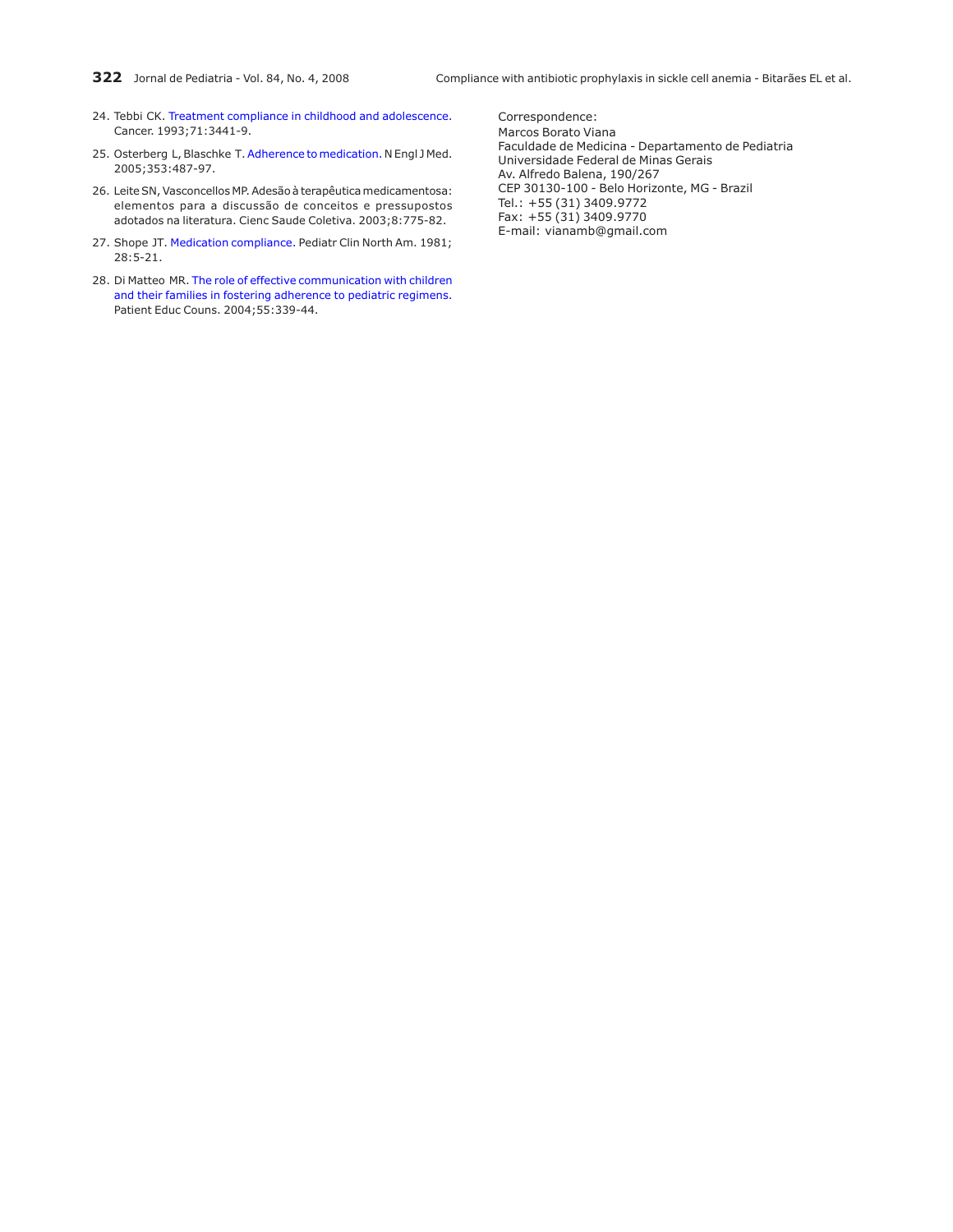24. Tebbi CK. Treatment compliance in childhood and adolescence. Cancer. 1993;71:3441-9.

25. Osterberg L, Blaschke T. Adherence to medication. N Engl J Med. 2005;353:487-97.

26. Leite SN, Vasconcellos MP. Adesão à terapêutica medicamentosa: elementos para a discussão de conceitos e pressupostos adotados na literatura. Cienc Saude Coletiva. 2003;8:775-82.

27. Shope JT. Medication compliance. Pediatr Clin North Am. 1981; 28:5-21.

28. Di Matteo MR. The role of effective communication with children and their families in fostering adherence to pediatric regimens. Patient Educ Couns. 2004;55:339-44.

Correspondence:
Marcos Borato Viana
Faculdade de Medicina - Departamento de Pediatria
Universidade Federal de Minas Gerais
Av. Alfredo Balena, 190/267
CEP 30130-100 - Belo Horizonte, MG - Brazil
Tel.: +55 (31) 3409.9772
Fax: +55 (31) 3409.9770
E-mail: vianamb@gmail.com